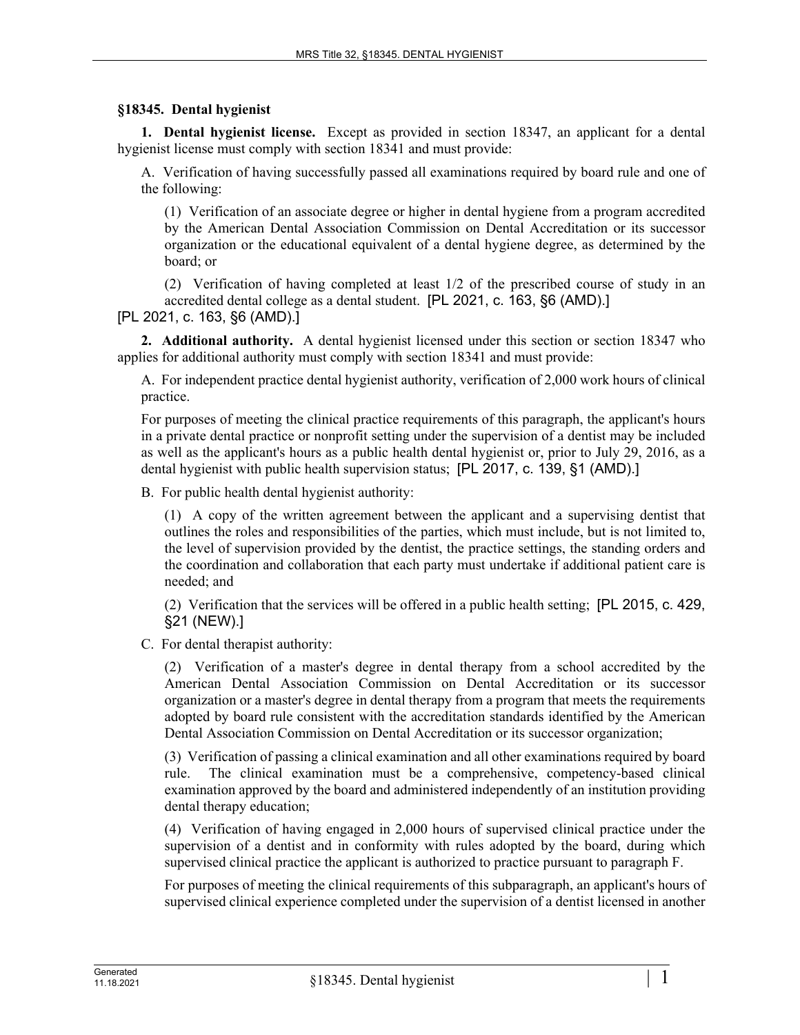## §18345. Dental hygienist

**1. Dental hygienist license.** Except as provided in section 18347, an applicant for a dental hygienist license must comply with section 18341 and must provide:

A. Verification of having successfully passed all examinations required by board rule and one of the following:

(1) Verification of an associate degree or higher in dental hygiene from a program accredited by the American Dental Association Commission on Dental Accreditation or its successor organization or the educational equivalent of a dental hygiene degree, as determined by the board; or

(2) Verification of having completed at least 1/2 of the prescribed course of study in an accredited dental college as a dental student. [PL 2021, c. 163, §6 (AMD).]

[PL 2021, c. 163, §6 (AMD).]

**2. Additional authority.** A dental hygienist licensed under this section or section 18347 who applies for additional authority must comply with section 18341 and must provide:

A. For independent practice dental hygienist authority, verification of 2,000 work hours of clinical practice.

For purposes of meeting the clinical practice requirements of this paragraph, the applicant's hours in a private dental practice or nonprofit setting under the supervision of a dentist may be included as well as the applicant's hours as a public health dental hygienist or, prior to July 29, 2016, as a dental hygienist with public health supervision status; [PL 2017, c. 139, §1 (AMD).]

B. For public health dental hygienist authority:

(1) A copy of the written agreement between the applicant and a supervising dentist that outlines the roles and responsibilities of the parties, which must include, but is not limited to, the level of supervision provided by the dentist, the practice settings, the standing orders and the coordination and collaboration that each party must undertake if additional patient care is needed; and

(2) Verification that the services will be offered in a public health setting; [PL 2015, c. 429, §21 (NEW).]

C. For dental therapist authority:

(2) Verification of a master's degree in dental therapy from a school accredited by the American Dental Association Commission on Dental Accreditation or its successor organization or a master's degree in dental therapy from a program that meets the requirements adopted by board rule consistent with the accreditation standards identified by the American Dental Association Commission on Dental Accreditation or its successor organization;

(3) Verification of passing a clinical examination and all other examinations required by board rule. The clinical examination must be a comprehensive, competency-based clinical examination approved by the board and administered independently of an institution providing dental therapy education;

(4) Verification of having engaged in 2,000 hours of supervised clinical practice under the supervision of a dentist and in conformity with rules adopted by the board, during which supervised clinical practice the applicant is authorized to practice pursuant to paragraph F.

For purposes of meeting the clinical requirements of this subparagraph, an applicant's hours of supervised clinical experience completed under the supervision of a dentist licensed in another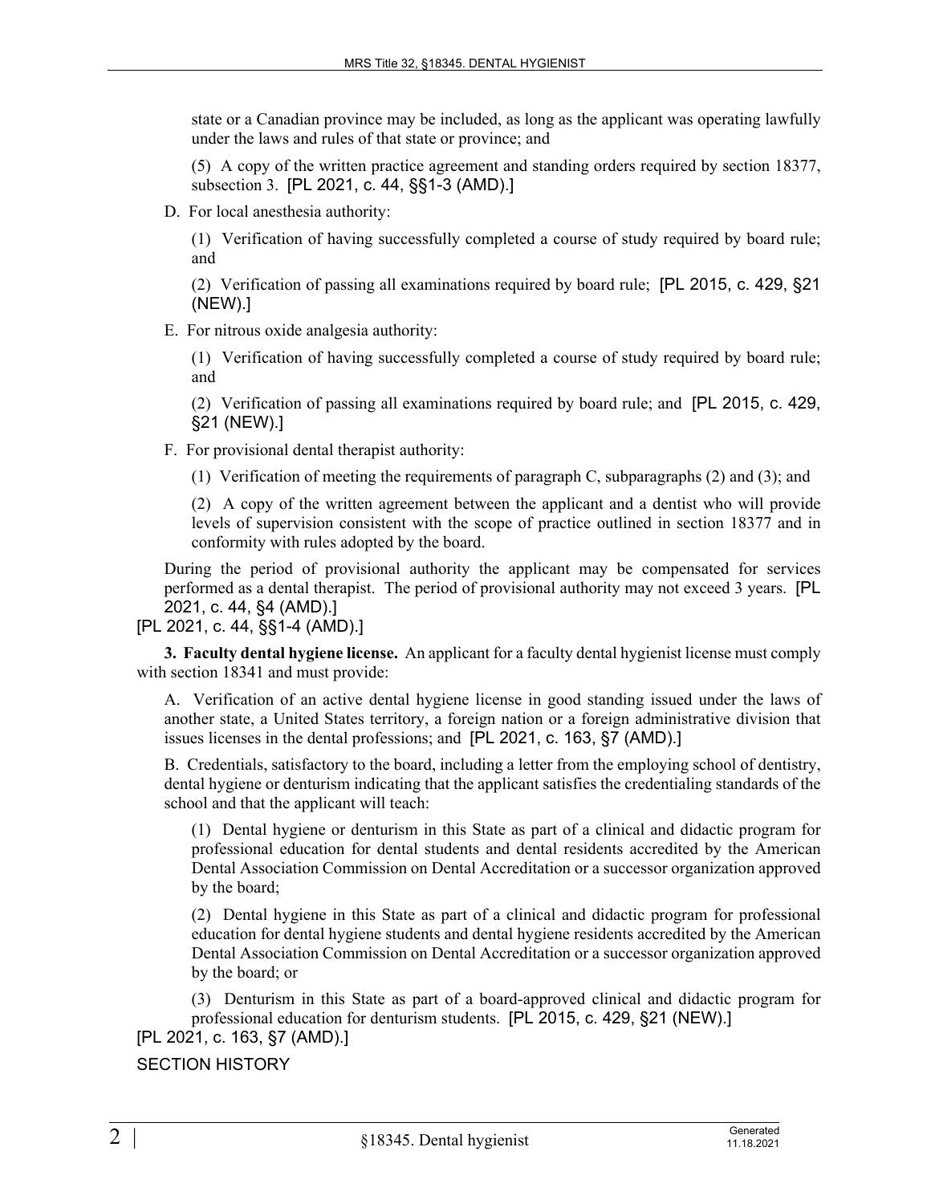state or a Canadian province may be included, as long as the applicant was operating lawfully under the laws and rules of that state or province; and

(5) A copy of the written practice agreement and standing orders required by section 18377, subsection 3. [PL 2021, c. 44, §§1-3 (AMD).]

D. For local anesthesia authority:

(1) Verification of having successfully completed a course of study required by board rule; and

(2) Verification of passing all examinations required by board rule; [PL 2015, c. 429, §21 (NEW).]

E. For nitrous oxide analgesia authority:

(1) Verification of having successfully completed a course of study required by board rule; and

(2) Verification of passing all examinations required by board rule; and [PL 2015, c. 429, §21 (NEW).]

F. For provisional dental therapist authority:

(1) Verification of meeting the requirements of paragraph C, subparagraphs (2) and (3); and

(2) A copy of the written agreement between the applicant and a dentist who will provide levels of supervision consistent with the scope of practice outlined in section 18377 and in conformity with rules adopted by the board.

During the period of provisional authority the applicant may be compensated for services performed as a dental therapist. The period of provisional authority may not exceed 3 years. [PL 2021, c. 44, §4 (AMD).]

[PL 2021, c. 44, §§1-4 (AMD).]

**3. Faculty dental hygiene license.** An applicant for a faculty dental hygienist license must comply with section 18341 and must provide:

A. Verification of an active dental hygiene license in good standing issued under the laws of another state, a United States territory, a foreign nation or a foreign administrative division that issues licenses in the dental professions; and [PL 2021, c. 163, §7 (AMD).]

B. Credentials, satisfactory to the board, including a letter from the employing school of dentistry, dental hygiene or denturism indicating that the applicant satisfies the credentialing standards of the school and that the applicant will teach:

(1) Dental hygiene or denturism in this State as part of a clinical and didactic program for professional education for dental students and dental residents accredited by the American Dental Association Commission on Dental Accreditation or a successor organization approved by the board;

(2) Dental hygiene in this State as part of a clinical and didactic program for professional education for dental hygiene students and dental hygiene residents accredited by the American Dental Association Commission on Dental Accreditation or a successor organization approved by the board; or

(3) Denturism in this State as part of a board-approved clinical and didactic program for professional education for denturism students. [PL 2015, c. 429, §21 (NEW).]

[PL 2021, c. 163, §7 (AMD).]

SECTION HISTORY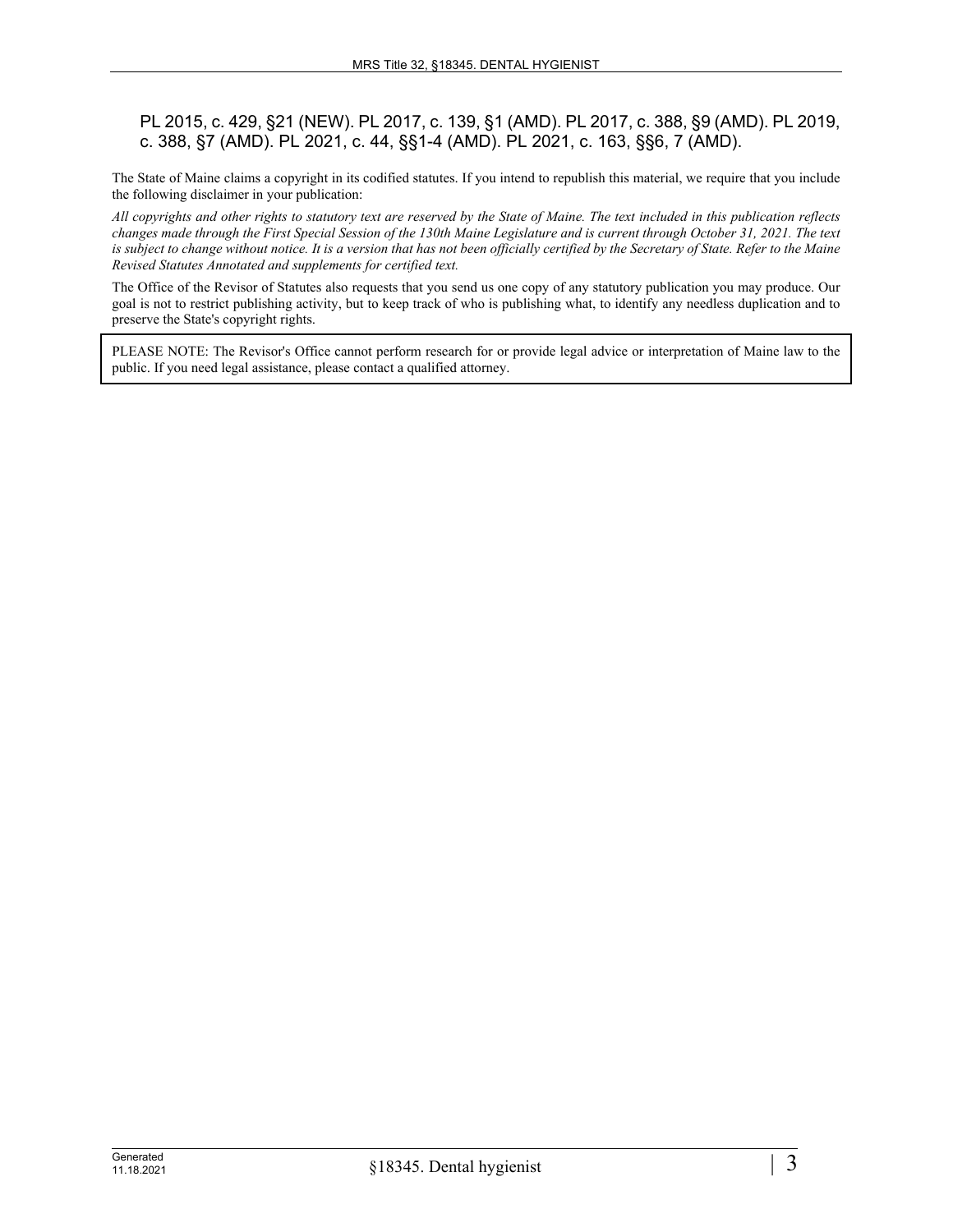PL 2015, c. 429, §21 (NEW). PL 2017, c. 139, §1 (AMD). PL 2017, c. 388, §9 (AMD). PL 2019, c. 388, §7 (AMD). PL 2021, c. 44, §§1-4 (AMD). PL 2021, c. 163, §§6, 7 (AMD).

The State of Maine claims a copyright in its codified statutes. If you intend to republish this material, we require that you include the following disclaimer in your publication:

*All copyrights and other rights to statutory text are reserved by the State of Maine. The text included in this publication reflects changes made through the First Special Session of the 130th Maine Legislature and is current through October 31, 2021. The text is subject to change without notice. It is a version that has not been officially certified by the Secretary of State. Refer to the Maine Revised Statutes Annotated and supplements for certified text.*

The Office of the Revisor of Statutes also requests that you send us one copy of any statutory publication you may produce. Our goal is not to restrict publishing activity, but to keep track of who is publishing what, to identify any needless duplication and to preserve the State's copyright rights.

PLEASE NOTE: The Revisor's Office cannot perform research for or provide legal advice or interpretation of Maine law to the public. If you need legal assistance, please contact a qualified attorney.